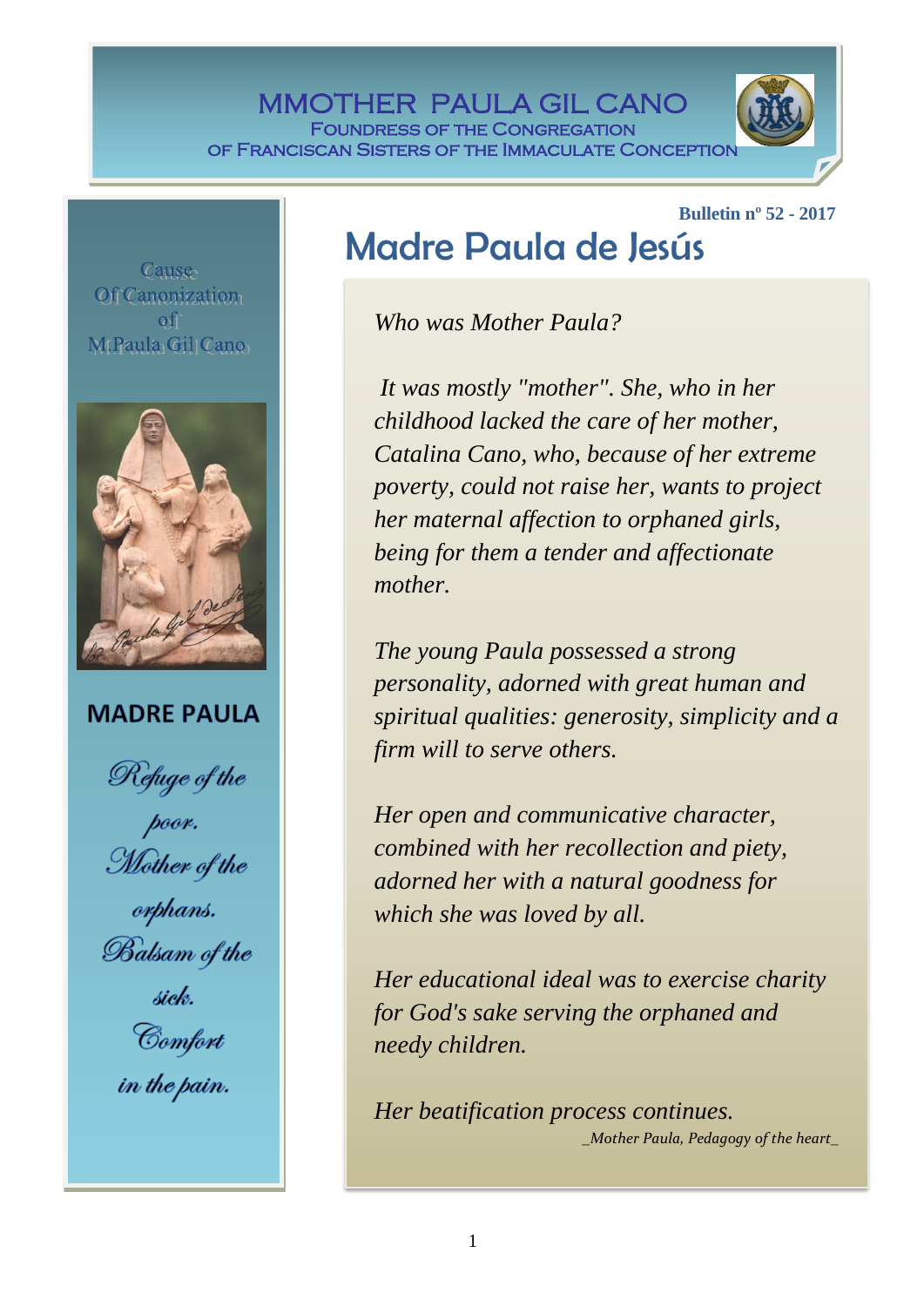# MMOTHER PAULA GIL CANO

FOUNDRESS OF THE CONGREGATION
OF FRANCISCAN SISTERS OF THE IMMACULATE CONCEPTION

**Bulletin nº 52 - 2017**

Cause
Of Canonization
of
M.Paula Gil Cano

**MADRE PAULA**

*Refuge of the poor.*
*Mother of the orphans.*
*Balsam of the sick.*
*Comfort in the pain.*

## Madre Paula de Jesús

*Who was Mother Paula?*

*It was mostly "mother". She, who in her childhood lacked the care of her mother, Catalina Cano, who, because of her extreme poverty, could not raise her, wants to project her maternal affection to orphaned girls, being for them a tender and affectionate mother.*

*The young Paula possessed a strong personality, adorned with great human and spiritual qualities: generosity, simplicity and a firm will to serve others.*

*Her open and communicative character, combined with her recollection and piety, adorned her with a natural goodness for which she was loved by all.*

*Her educational ideal was to exercise charity for God's sake serving the orphaned and needy children.*

*Her beatification process continues.*

*_Mother Paula, Pedagogy of the heart_*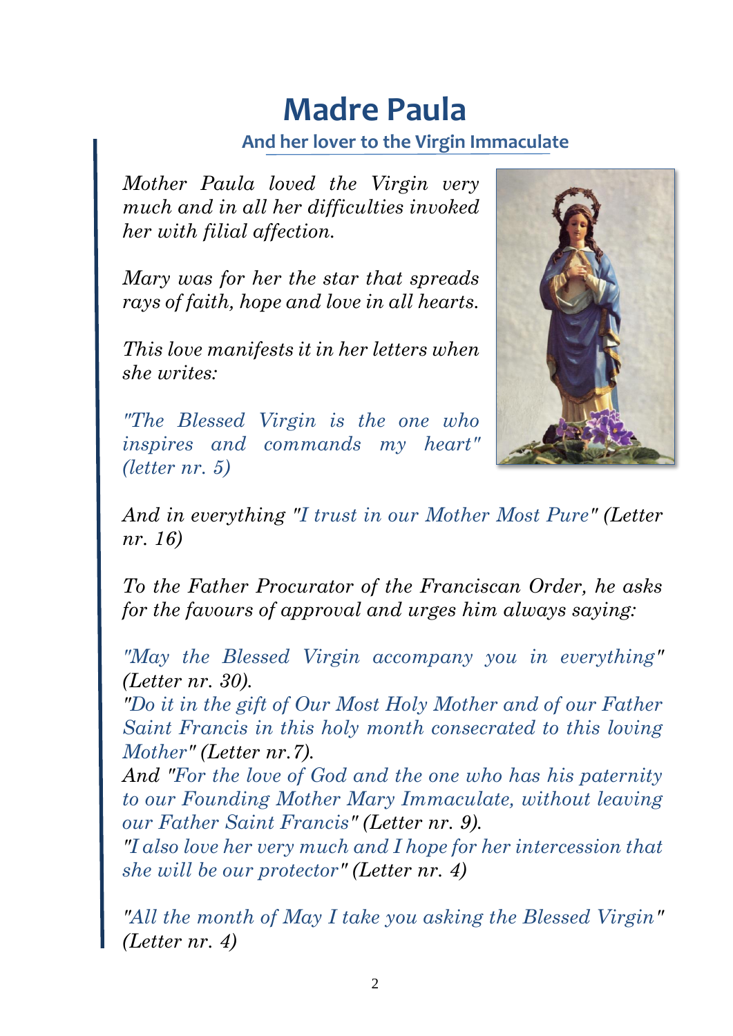# Madre Paula

### And her lover to the Virgin Immaculate

*Mother Paula loved the Virgin very much and in all her difficulties invoked her with filial affection.*

*Mary was for her the star that spreads rays of faith, hope and love in all hearts.*

*This love manifests it in her letters when she writes:*

*"The Blessed Virgin is the one who inspires and commands my heart" (letter nr. 5)*

*And in everything "I trust in our Mother Most Pure" (Letter nr. 16)*

*To the Father Procurator of the Franciscan Order, he asks for the favours of approval and urges him always saying:*

*"May the Blessed Virgin accompany you in everything" (Letter nr. 30).*
*"Do it in the gift of Our Most Holy Mother and of our Father Saint Francis in this holy month consecrated to this loving Mother" (Letter nr.7).*
*And "For the love of God and the one who has his paternity to our Founding Mother Mary Immaculate, without leaving our Father Saint Francis" (Letter nr. 9).*
*"I also love her very much and I hope for her intercession that she will be our protector" (Letter nr. 4)*

*"All the month of May I take you asking the Blessed Virgin" (Letter nr. 4)*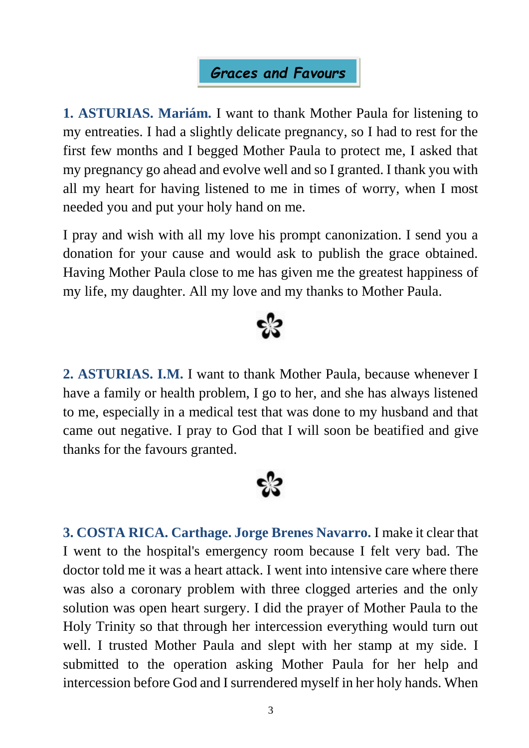## *Graces and Favours*

**1. ASTURIAS. Mariám.** I want to thank Mother Paula for listening to my entreaties. I had a slightly delicate pregnancy, so I had to rest for the first few months and I begged Mother Paula to protect me, I asked that my pregnancy go ahead and evolve well and so I granted. I thank you with all my heart for having listened to me in times of worry, when I most needed you and put your holy hand on me.

I pray and wish with all my love his prompt canonization. I send you a donation for your cause and would ask to publish the grace obtained. Having Mother Paula close to me has given me the greatest happiness of my life, my daughter. All my love and my thanks to Mother Paula.

✿

**2. ASTURIAS. I.M.** I want to thank Mother Paula, because whenever I have a family or health problem, I go to her, and she has always listened to me, especially in a medical test that was done to my husband and that came out negative. I pray to God that I will soon be beatified and give thanks for the favours granted.

✿

**3. COSTA RICA. Carthage. Jorge Brenes Navarro.** I make it clear that I went to the hospital's emergency room because I felt very bad. The doctor told me it was a heart attack. I went into intensive care where there was also a coronary problem with three clogged arteries and the only solution was open heart surgery. I did the prayer of Mother Paula to the Holy Trinity so that through her intercession everything would turn out well. I trusted Mother Paula and slept with her stamp at my side. I submitted to the operation asking Mother Paula for her help and intercession before God and I surrendered myself in her holy hands. When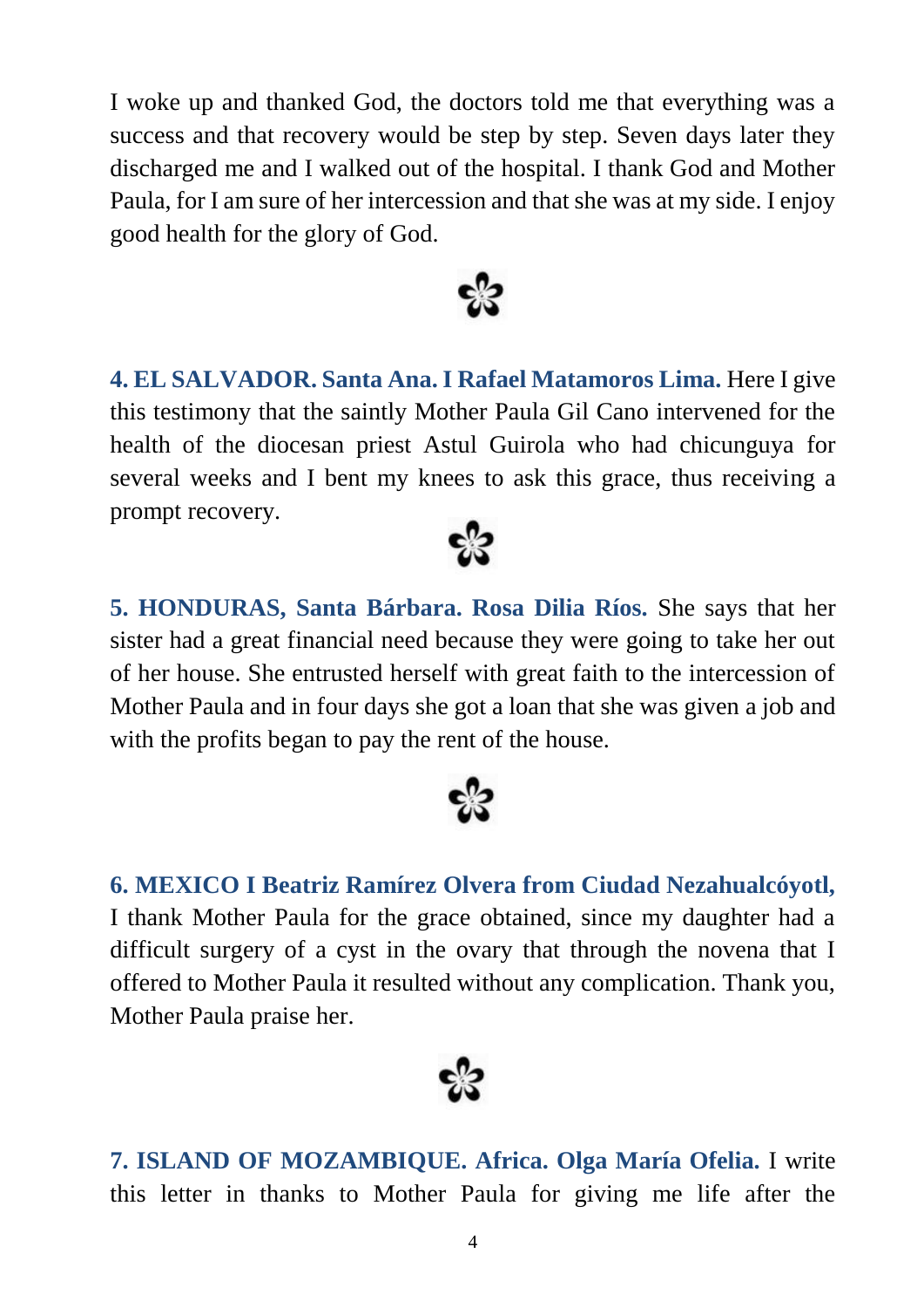I woke up and thanked God, the doctors told me that everything was a success and that recovery would be step by step. Seven days later they discharged me and I walked out of the hospital. I thank God and Mother Paula, for I am sure of her intercession and that she was at my side. I enjoy good health for the glory of God.

**4. EL SALVADOR. Santa Ana. I Rafael Matamoros Lima.** Here I give this testimony that the saintly Mother Paula Gil Cano intervened for the health of the diocesan priest Astul Guirola who had chicunguya for several weeks and I bent my knees to ask this grace, thus receiving a prompt recovery.

**5. HONDURAS, Santa Bárbara. Rosa Dilia Ríos.** She says that her sister had a great financial need because they were going to take her out of her house. She entrusted herself with great faith to the intercession of Mother Paula and in four days she got a loan that she was given a job and with the profits began to pay the rent of the house.

**6. MEXICO I Beatriz Ramírez Olvera from Ciudad Nezahualcóyotl,** I thank Mother Paula for the grace obtained, since my daughter had a difficult surgery of a cyst in the ovary that through the novena that I offered to Mother Paula it resulted without any complication. Thank you, Mother Paula praise her.

**7. ISLAND OF MOZAMBIQUE. Africa. Olga María Ofelia.** I write this letter in thanks to Mother Paula for giving me life after the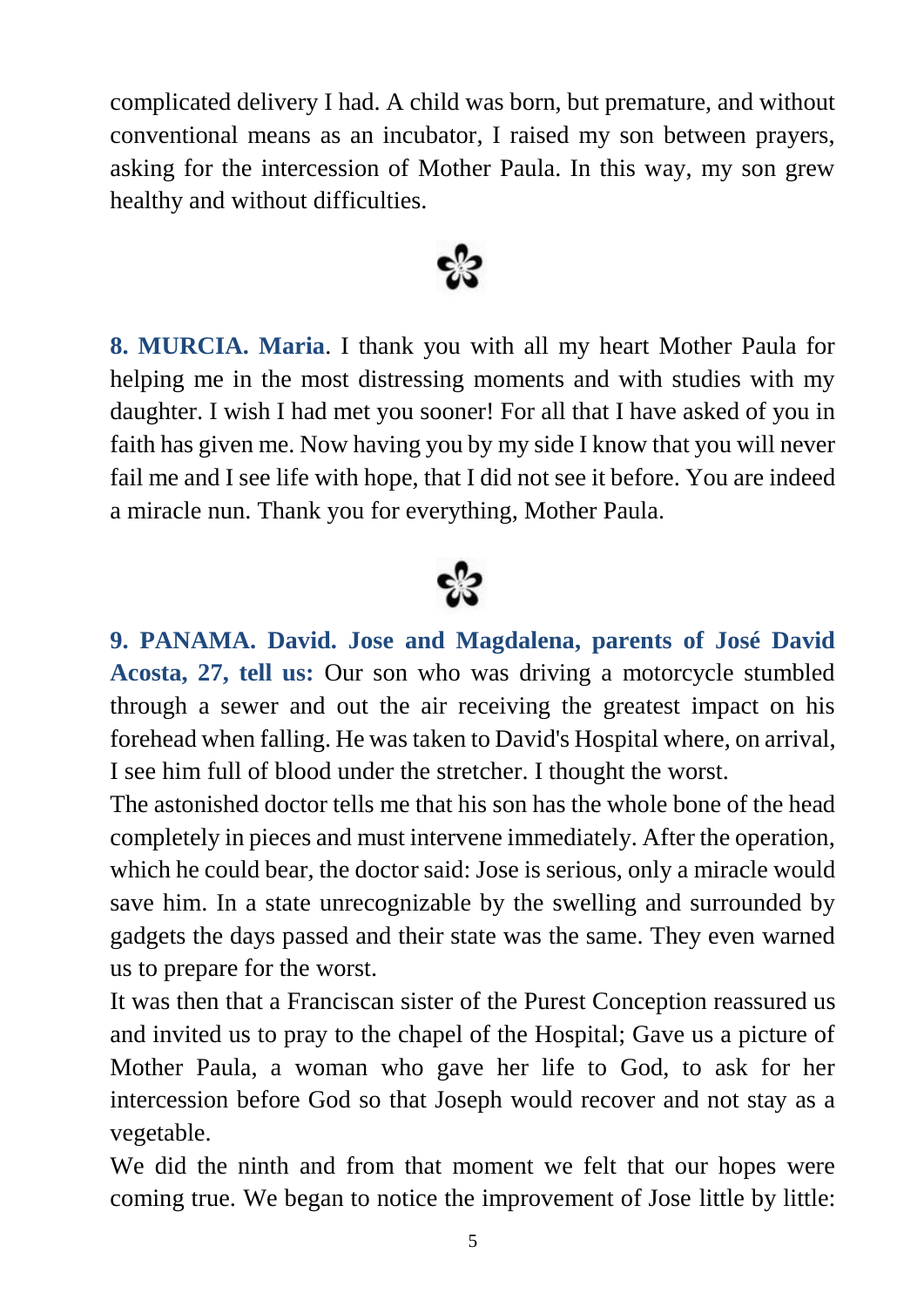complicated delivery I had. A child was born, but premature, and without conventional means as an incubator, I raised my son between prayers, asking for the intercession of Mother Paula. In this way, my son grew healthy and without difficulties.

❀

**8. MURCIA. Maria**. I thank you with all my heart Mother Paula for helping me in the most distressing moments and with studies with my daughter. I wish I had met you sooner! For all that I have asked of you in faith has given me. Now having you by my side I know that you will never fail me and I see life with hope, that I did not see it before. You are indeed a miracle nun. Thank you for everything, Mother Paula.

❀

**9. PANAMA. David. Jose and Magdalena, parents of José David Acosta, 27, tell us:** Our son who was driving a motorcycle stumbled through a sewer and out the air receiving the greatest impact on his forehead when falling. He was taken to David's Hospital where, on arrival, I see him full of blood under the stretcher. I thought the worst.

The astonished doctor tells me that his son has the whole bone of the head completely in pieces and must intervene immediately. After the operation, which he could bear, the doctor said: Jose is serious, only a miracle would save him. In a state unrecognizable by the swelling and surrounded by gadgets the days passed and their state was the same. They even warned us to prepare for the worst.

It was then that a Franciscan sister of the Purest Conception reassured us and invited us to pray to the chapel of the Hospital; Gave us a picture of Mother Paula, a woman who gave her life to God, to ask for her intercession before God so that Joseph would recover and not stay as a vegetable.

We did the ninth and from that moment we felt that our hopes were coming true. We began to notice the improvement of Jose little by little: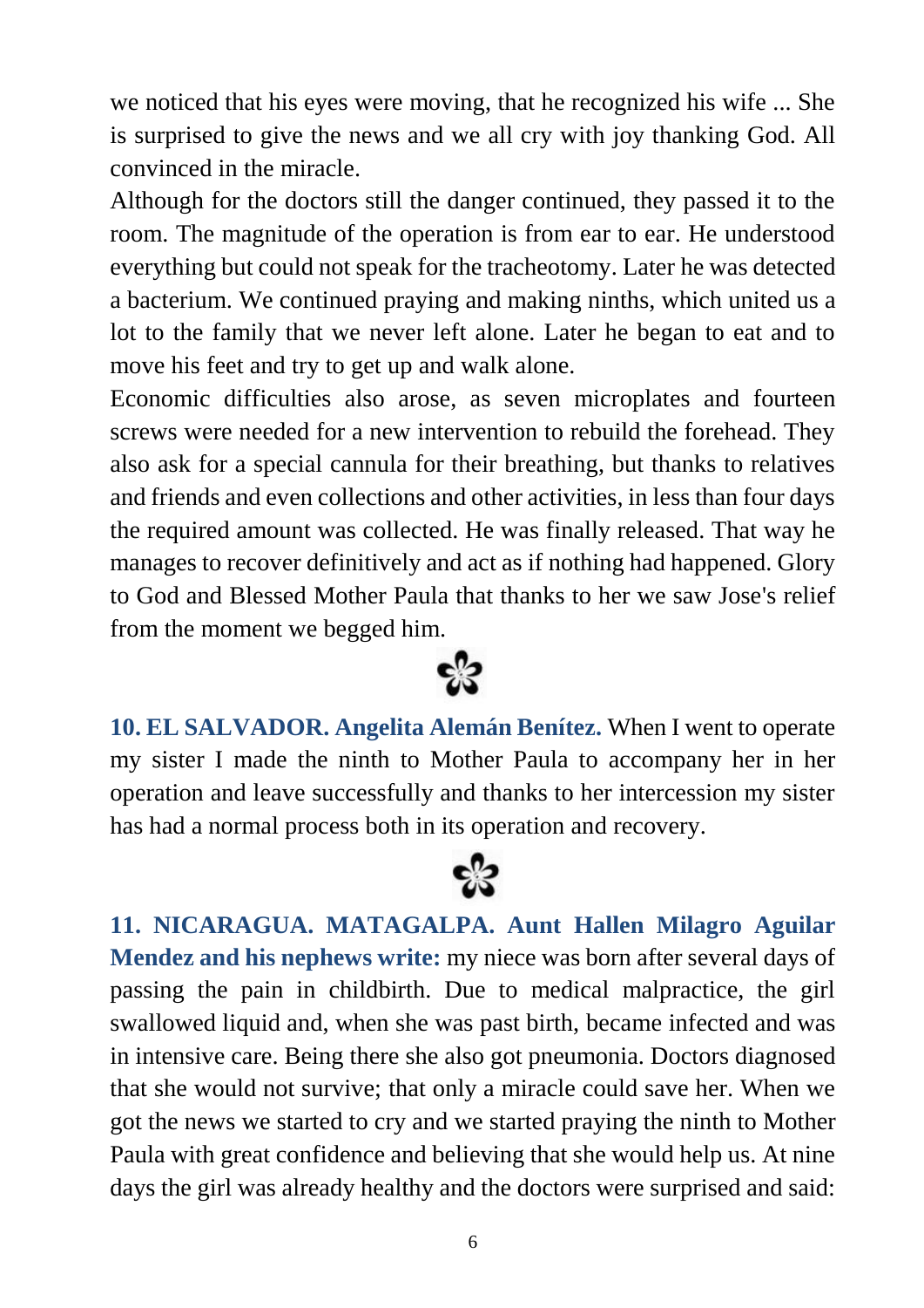we noticed that his eyes were moving, that he recognized his wife ... She is surprised to give the news and we all cry with joy thanking God. All convinced in the miracle.

Although for the doctors still the danger continued, they passed it to the room. The magnitude of the operation is from ear to ear. He understood everything but could not speak for the tracheotomy. Later he was detected a bacterium. We continued praying and making ninths, which united us a lot to the family that we never left alone. Later he began to eat and to move his feet and try to get up and walk alone.

Economic difficulties also arose, as seven microplates and fourteen screws were needed for a new intervention to rebuild the forehead. They also ask for a special cannula for their breathing, but thanks to relatives and friends and even collections and other activities, in less than four days the required amount was collected. He was finally released. That way he manages to recover definitively and act as if nothing had happened. Glory to God and Blessed Mother Paula that thanks to her we saw Jose's relief from the moment we begged him.

✿

**10. EL SALVADOR. Angelita Alemán Benítez.** When I went to operate my sister I made the ninth to Mother Paula to accompany her in her operation and leave successfully and thanks to her intercession my sister has had a normal process both in its operation and recovery.

✿

**11. NICARAGUA. MATAGALPA. Aunt Hallen Milagro Aguilar Mendez and his nephews write:** my niece was born after several days of passing the pain in childbirth. Due to medical malpractice, the girl swallowed liquid and, when she was past birth, became infected and was in intensive care. Being there she also got pneumonia. Doctors diagnosed that she would not survive; that only a miracle could save her. When we got the news we started to cry and we started praying the ninth to Mother Paula with great confidence and believing that she would help us. At nine days the girl was already healthy and the doctors were surprised and said: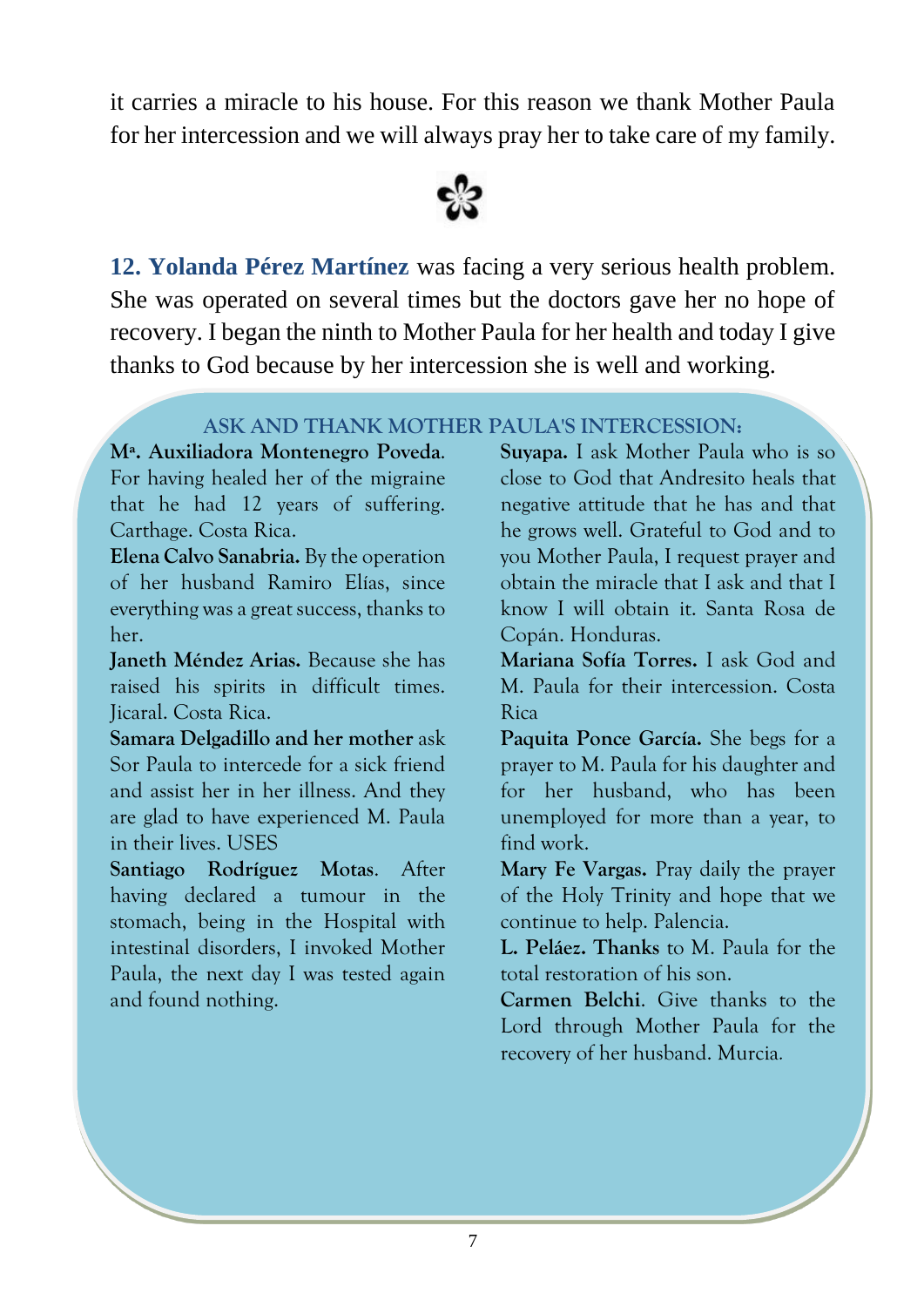it carries a miracle to his house. For this reason we thank Mother Paula for her intercession and we will always pray her to take care of my family.

✿

**12. Yolanda Pérez Martínez** was facing a very serious health problem. She was operated on several times but the doctors gave her no hope of recovery. I began the ninth to Mother Paula for her health and today I give thanks to God because by her intercession she is well and working.

## ASK AND THANK MOTHER PAULA'S INTERCESSION:

**Mª. Auxiliadora Montenegro Poveda**. For having healed her of the migraine that he had 12 years of suffering. Carthage. Costa Rica.

**Elena Calvo Sanabria.** By the operation of her husband Ramiro Elías, since everything was a great success, thanks to her.

**Janeth Méndez Arias.** Because she has raised his spirits in difficult times. Jicaral. Costa Rica.

**Samara Delgadillo and her mother** ask Sor Paula to intercede for a sick friend and assist her in her illness. And they are glad to have experienced M. Paula in their lives. USES

**Santiago Rodríguez Motas**. After having declared a tumour in the stomach, being in the Hospital with intestinal disorders, I invoked Mother Paula, the next day I was tested again and found nothing.

**Suyapa.** I ask Mother Paula who is so close to God that Andresito heals that negative attitude that he has and that he grows well. Grateful to God and to you Mother Paula, I request prayer and obtain the miracle that I ask and that I know I will obtain it. Santa Rosa de Copán. Honduras.

**Mariana Sofía Torres.** I ask God and M. Paula for their intercession. Costa Rica

**Paquita Ponce García.** She begs for a prayer to M. Paula for his daughter and for her husband, who has been unemployed for more than a year, to find work.

**Mary Fe Vargas.** Pray daily the prayer of the Holy Trinity and hope that we continue to help. Palencia.

**L. Peláez. Thanks** to M. Paula for the total restoration of his son.

**Carmen Belchi**. Give thanks to the Lord through Mother Paula for the recovery of her husband. Murcia.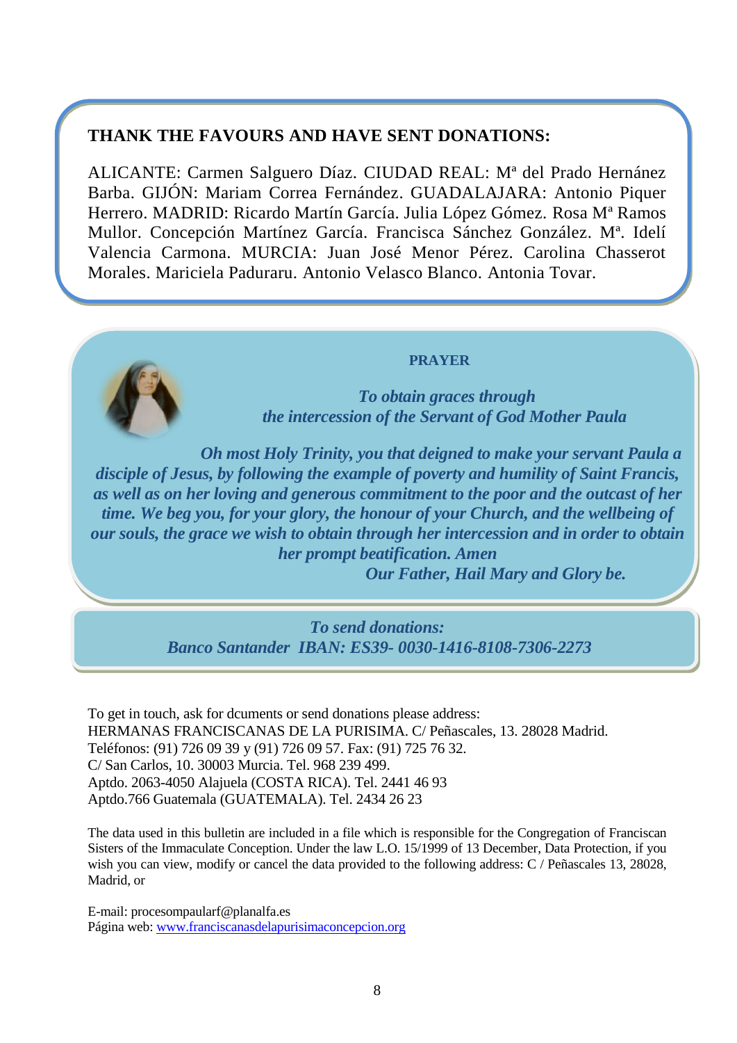**THANK THE FAVOURS AND HAVE SENT DONATIONS:**

ALICANTE: Carmen Salguero Díaz. CIUDAD REAL: Mª del Prado Hernánez Barba. GIJÓN: Mariam Correa Fernández. GUADALAJARA: Antonio Piquer Herrero. MADRID: Ricardo Martín García. Julia López Gómez. Rosa Mª Ramos Mullor. Concepción Martínez García. Francisca Sánchez González. Mª. Idelí Valencia Carmona. MURCIA: Juan José Menor Pérez. Carolina Chasserot Morales. Mariciela Paduraru. Antonio Velasco Blanco. Antonia Tovar.

**PRAYER**

***To obtain graces through the intercession of the Servant of God Mother Paula***

***Oh most Holy Trinity, you that deigned to make your servant Paula a disciple of Jesus, by following the example of poverty and humility of Saint Francis, as well as on her loving and generous commitment to the poor and the outcast of her time. We beg you, for your glory, the honour of your Church, and the wellbeing of our souls, the grace we wish to obtain through her intercession and in order to obtain her prompt beatification. Amen***

***Our Father, Hail Mary and Glory be.***

***To send donations:***
***Banco Santander IBAN: ES39- 0030-1416-8108-7306-2273***

To get in touch, ask for dcuments or send donations please address:
HERMANAS FRANCISCANAS DE LA PURISIMA. C/ Peñascales, 13. 28028 Madrid.
Teléfonos: (91) 726 09 39 y (91) 726 09 57. Fax: (91) 725 76 32.
C/ San Carlos, 10. 30003 Murcia. Tel. 968 239 499.
Aptdo. 2063-4050 Alajuela (COSTA RICA). Tel. 2441 46 93
Aptdo.766 Guatemala (GUATEMALA). Tel. 2434 26 23

The data used in this bulletin are included in a file which is responsible for the Congregation of Franciscan Sisters of the Immaculate Conception. Under the law L.O. 15/1999 of 13 December, Data Protection, if you wish you can view, modify or cancel the data provided to the following address: C / Peñascales 13, 28028, Madrid, or

E-mail: procesompaularf@planalfa.es
Página web: www.franciscanasdelapurisimaconcepcion.org